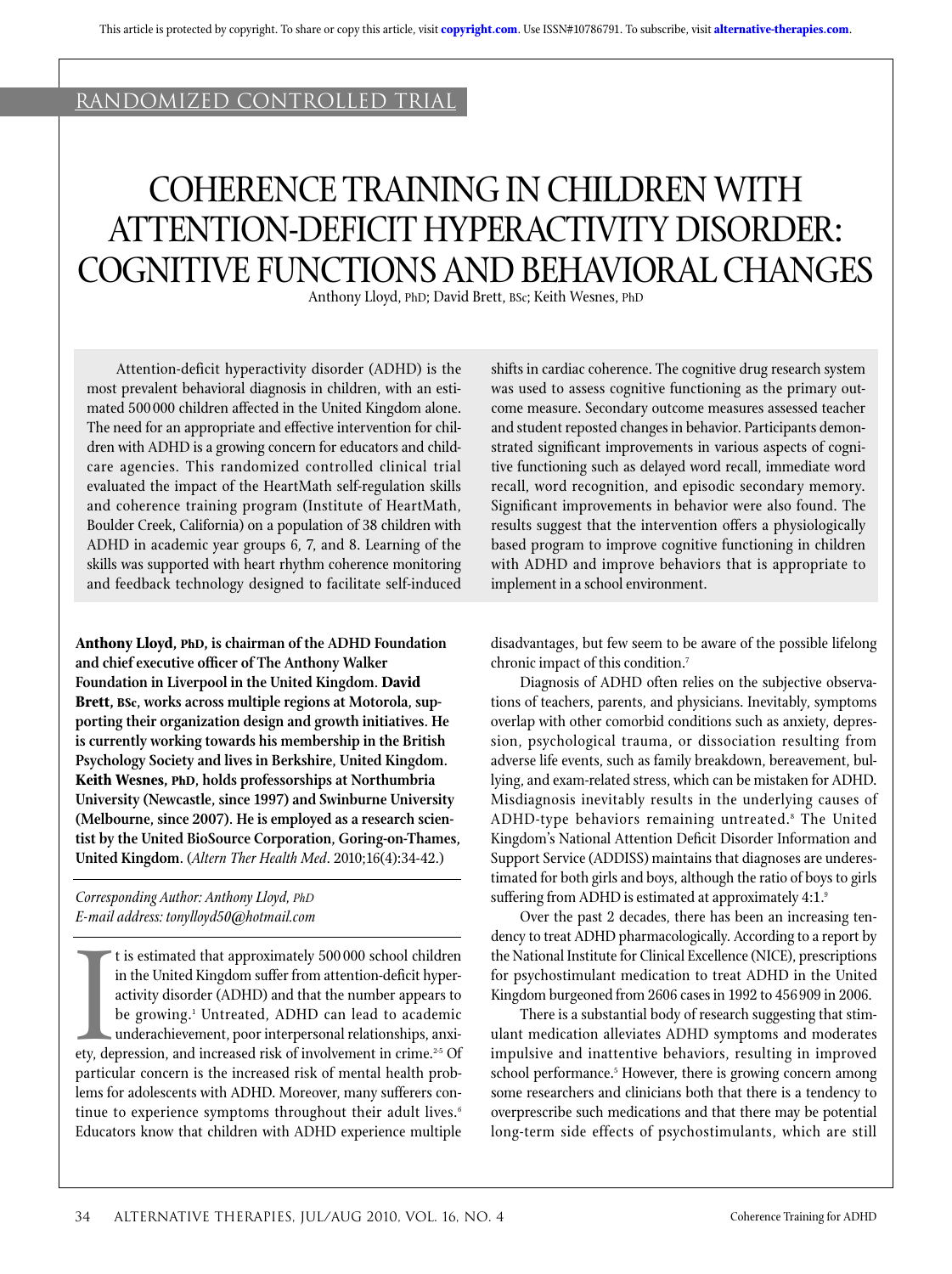RANDOMIZED CONTROLLED TRIAL

# COHERENCE TRAINING IN CHILDREN WITH ATTENTION-DEFICIT HYPERACTIVITY DISORDER: COGNITIVE FUNCTIONS AND BEHAVIORAL CHANGES

Anthony Lloyd, PhD; David Brett, BSc; Keith Wesnes, PhD

Attention-deficit hyperactivity disorder (ADHD) is the most prevalent behavioral diagnosis in children, with an estimated 500 000 children affected in the United Kingdom alone. The need for an appropriate and effective intervention for children with ADHD is a growing concern for educators and childcare agencies. This randomized controlled clinical trial evaluated the impact of the HeartMath self-regulation skills and coherence training program (Institute of HeartMath, Boulder Creek, California) on a population of 38 children with ADHD in academic year groups 6, 7, and 8. Learning of the skills was supported with heart rhythm coherence monitoring and feedback technology designed to facilitate self-induced shifts in cardiac coherence. The cognitive drug research system was used to assess cognitive functioning as the primary outcome measure. Secondary outcome measures assessed teacher and student reposted changes in behavior. Participants demonstrated significant improvements in various aspects of cognitive functioning such as delayed word recall, immediate word recall, word recognition, and episodic secondary memory. Significant improvements in behavior were also found. The results suggest that the intervention offers a physiologically based program to improve cognitive functioning in children with ADHD and improve behaviors that is appropriate to implement in a school environment.

**Anthony Lloyd, PhD, is chairman of the ADHD Foundation and chief executive officer of The Anthony Walker Foundation in Liverpool in the United Kingdom. David Brett, BSc, works across multiple regions at Motorola, supporting their organization design and growth initiatives. He is currently working towards his membership in the British Psychology Society and lives in Berkshire, United Kingdom. Keith Wesnes, PhD, holds professorships at Northumbria University (Newcastle, since 1997) and Swinburne University (Melbourne, since 2007). He is employed as a research scientist by the United BioSource Corporation, Goring-on-Thames, United Kingdom.** (*Altern Ther Health Med*. 2010;16(4):34-42.)

*Corresponding Author: Anthony Lloyd, PhD*
*E-mail address: tonylloyd50@hotmail.com*

It is estimated that approximately 500 000 school children in the United Kingdom suffer from attention-deficit hyperactivity disorder (ADHD) and that the number appears to be growing.[1] Untreated, ADHD can lead to academic underachievement, poor interpersonal relationships, anxiety, depression, and increased risk of involvement in crime.[2-5] Of particular concern is the increased risk of mental health problems for adolescents with ADHD. Moreover, many sufferers continue to experience symptoms throughout their adult lives.[6] Educators know that children with ADHD experience multiple disadvantages, but few seem to be aware of the possible lifelong chronic impact of this condition.[7]

Diagnosis of ADHD often relies on the subjective observations of teachers, parents, and physicians. Inevitably, symptoms overlap with other comorbid conditions such as anxiety, depression, psychological trauma, or dissociation resulting from adverse life events, such as family breakdown, bereavement, bullying, and exam-related stress, which can be mistaken for ADHD. Misdiagnosis inevitably results in the underlying causes of ADHD-type behaviors remaining untreated.[8] The United Kingdom's National Attention Deficit Disorder Information and Support Service (ADDISS) maintains that diagnoses are underestimated for both girls and boys, although the ratio of boys to girls suffering from ADHD is estimated at approximately 4:1.[9]

Over the past 2 decades, there has been an increasing tendency to treat ADHD pharmacologically. According to a report by the National Institute for Clinical Excellence (NICE), prescriptions for psychostimulant medication to treat ADHD in the United Kingdom burgeoned from 2606 cases in 1992 to 456 909 in 2006.

There is a substantial body of research suggesting that stimulant medication alleviates ADHD symptoms and moderates impulsive and inattentive behaviors, resulting in improved school performance.[5] However, there is growing concern among some researchers and clinicians both that there is a tendency to overprescribe such medications and that there may be potential long-term side effects of psychostimulants, which are still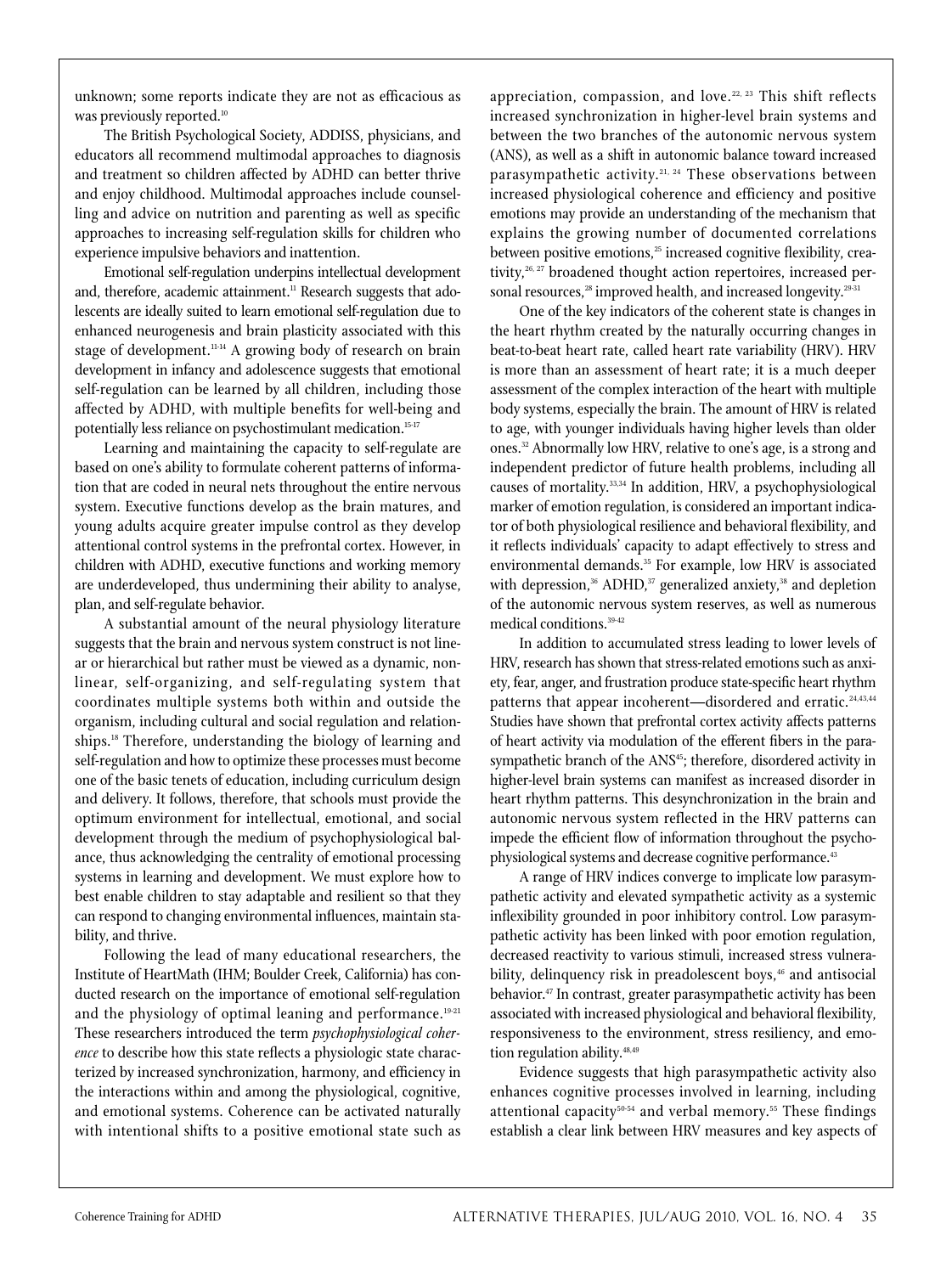unknown; some reports indicate they are not as efficacious as was previously reported.[10]

The British Psychological Society, ADDISS, physicians, and educators all recommend multimodal approaches to diagnosis and treatment so children affected by ADHD can better thrive and enjoy childhood. Multimodal approaches include counselling and advice on nutrition and parenting as well as specific approaches to increasing self-regulation skills for children who experience impulsive behaviors and inattention.

Emotional self-regulation underpins intellectual development and, therefore, academic attainment.[11] Research suggests that adolescents are ideally suited to learn emotional self-regulation due to enhanced neurogenesis and brain plasticity associated with this stage of development.[11-14] A growing body of research on brain development in infancy and adolescence suggests that emotional self-regulation can be learned by all children, including those affected by ADHD, with multiple benefits for well-being and potentially less reliance on psychostimulant medication.[15-17]

Learning and maintaining the capacity to self-regulate are based on one's ability to formulate coherent patterns of information that are coded in neural nets throughout the entire nervous system. Executive functions develop as the brain matures, and young adults acquire greater impulse control as they develop attentional control systems in the prefrontal cortex. However, in children with ADHD, executive functions and working memory are underdeveloped, thus undermining their ability to analyse, plan, and self-regulate behavior.

A substantial amount of the neural physiology literature suggests that the brain and nervous system construct is not linear or hierarchical but rather must be viewed as a dynamic, nonlinear, self-organizing, and self-regulating system that coordinates multiple systems both within and outside the organism, including cultural and social regulation and relationships.[18] Therefore, understanding the biology of learning and self-regulation and how to optimize these processes must become one of the basic tenets of education, including curriculum design and delivery. It follows, therefore, that schools must provide the optimum environment for intellectual, emotional, and social development through the medium of psychophysiological balance, thus acknowledging the centrality of emotional processing systems in learning and development. We must explore how to best enable children to stay adaptable and resilient so that they can respond to changing environmental influences, maintain stability, and thrive.

Following the lead of many educational researchers, the Institute of HeartMath (IHM; Boulder Creek, California) has conducted research on the importance of emotional self-regulation and the physiology of optimal leaning and performance.[19-21] These researchers introduced the term *psychophysiological coherence* to describe how this state reflects a physiologic state characterized by increased synchronization, harmony, and efficiency in the interactions within and among the physiological, cognitive, and emotional systems. Coherence can be activated naturally with intentional shifts to a positive emotional state such as appreciation, compassion, and love.[22, 23] This shift reflects increased synchronization in higher-level brain systems and between the two branches of the autonomic nervous system (ANS), as well as a shift in autonomic balance toward increased parasympathetic activity.[21, 24] These observations between increased physiological coherence and efficiency and positive emotions may provide an understanding of the mechanism that explains the growing number of documented correlations between positive emotions,[25] increased cognitive flexibility, creativity,[26, 27] broadened thought action repertoires, increased personal resources,[28] improved health, and increased longevity.[29-31]

One of the key indicators of the coherent state is changes in the heart rhythm created by the naturally occurring changes in beat-to-beat heart rate, called heart rate variability (HRV). HRV is more than an assessment of heart rate; it is a much deeper assessment of the complex interaction of the heart with multiple body systems, especially the brain. The amount of HRV is related to age, with younger individuals having higher levels than older ones.[32] Abnormally low HRV, relative to one's age, is a strong and independent predictor of future health problems, including all causes of mortality.[33,34] In addition, HRV, a psychophysiological marker of emotion regulation, is considered an important indicator of both physiological resilience and behavioral flexibility, and it reflects individuals' capacity to adapt effectively to stress and environmental demands.[35] For example, low HRV is associated with depression,[36] ADHD,[37] generalized anxiety,[38] and depletion of the autonomic nervous system reserves, as well as numerous medical conditions.[39-42]

In addition to accumulated stress leading to lower levels of HRV, research has shown that stress-related emotions such as anxiety, fear, anger, and frustration produce state-specific heart rhythm patterns that appear incoherent—disordered and erratic.[24,43,44] Studies have shown that prefrontal cortex activity affects patterns of heart activity via modulation of the efferent fibers in the parasympathetic branch of the ANS[45]; therefore, disordered activity in higher-level brain systems can manifest as increased disorder in heart rhythm patterns. This desynchronization in the brain and autonomic nervous system reflected in the HRV patterns can impede the efficient flow of information throughout the psychophysiological systems and decrease cognitive performance.[43]

A range of HRV indices converge to implicate low parasympathetic activity and elevated sympathetic activity as a systemic inflexibility grounded in poor inhibitory control. Low parasympathetic activity has been linked with poor emotion regulation, decreased reactivity to various stimuli, increased stress vulnerability, delinquency risk in preadolescent boys,[46] and antisocial behavior.[47] In contrast, greater parasympathetic activity has been associated with increased physiological and behavioral flexibility, responsiveness to the environment, stress resiliency, and emotion regulation ability.[48,49]

Evidence suggests that high parasympathetic activity also enhances cognitive processes involved in learning, including attentional capacity[50-54] and verbal memory.[55] These findings establish a clear link between HRV measures and key aspects of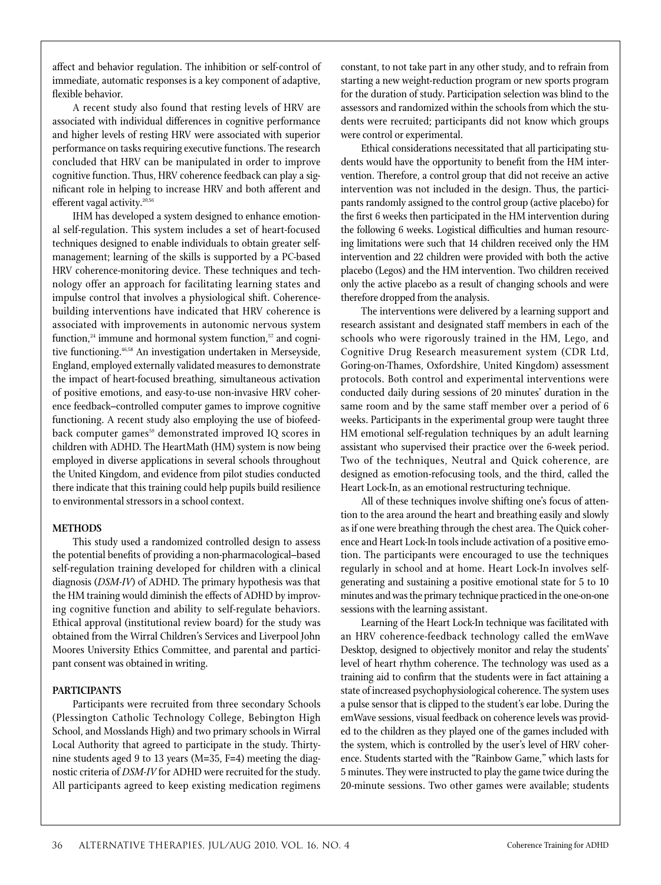affect and behavior regulation. The inhibition or self-control of immediate, automatic responses is a key component of adaptive, flexible behavior.

A recent study also found that resting levels of HRV are associated with individual differences in cognitive performance and higher levels of resting HRV were associated with superior performance on tasks requiring executive functions. The research concluded that HRV can be manipulated in order to improve cognitive function. Thus, HRV coherence feedback can play a significant role in helping to increase HRV and both afferent and efferent vagal activity.[20,56]

IHM has developed a system designed to enhance emotional self-regulation. This system includes a set of heart-focused techniques designed to enable individuals to obtain greater self-management; learning of the skills is supported by a PC-based HRV coherence-monitoring device. These techniques and technology offer an approach for facilitating learning states and impulse control that involves a physiological shift. Coherence-building interventions have indicated that HRV coherence is associated with improvements in autonomic nervous system function,[24] immune and hormonal system function,[57] and cognitive functioning.[46,58] An investigation undertaken in Merseyside, England, employed externally validated measures to demonstrate the impact of heart-focused breathing, simultaneous activation of positive emotions, and easy-to-use non-invasive HRV coherence feedback–controlled computer games to improve cognitive functioning. A recent study also employing the use of biofeedback computer games[59] demonstrated improved IQ scores in children with ADHD. The HeartMath (HM) system is now being employed in diverse applications in several schools throughout the United Kingdom, and evidence from pilot studies conducted there indicate that this training could help pupils build resilience to environmental stressors in a school context.

## METHODS

This study used a randomized controlled design to assess the potential benefits of providing a non-pharmacological–based self-regulation training developed for children with a clinical diagnosis (*DSM-IV*) of ADHD. The primary hypothesis was that the HM training would diminish the effects of ADHD by improving cognitive function and ability to self-regulate behaviors. Ethical approval (institutional review board) for the study was obtained from the Wirral Children's Services and Liverpool John Moores University Ethics Committee, and parental and participant consent was obtained in writing.

## PARTICIPANTS

Participants were recruited from three secondary Schools (Plessington Catholic Technology College, Bebington High School, and Mosslands High) and two primary schools in Wirral Local Authority that agreed to participate in the study. Thirty-nine students aged 9 to 13 years (M=35, F=4) meeting the diagnostic criteria of *DSM-IV* for ADHD were recruited for the study. All participants agreed to keep existing medication regimens constant, to not take part in any other study, and to refrain from starting a new weight-reduction program or new sports program for the duration of study. Participation selection was blind to the assessors and randomized within the schools from which the students were recruited; participants did not know which groups were control or experimental.

Ethical considerations necessitated that all participating students would have the opportunity to benefit from the HM intervention. Therefore, a control group that did not receive an active intervention was not included in the design. Thus, the participants randomly assigned to the control group (active placebo) for the first 6 weeks then participated in the HM intervention during the following 6 weeks. Logistical difficulties and human resourcing limitations were such that 14 children received only the HM intervention and 22 children were provided with both the active placebo (Legos) and the HM intervention. Two children received only the active placebo as a result of changing schools and were therefore dropped from the analysis.

The interventions were delivered by a learning support and research assistant and designated staff members in each of the schools who were rigorously trained in the HM, Lego, and Cognitive Drug Research measurement system (CDR Ltd, Goring-on-Thames, Oxfordshire, United Kingdom) assessment protocols. Both control and experimental interventions were conducted daily during sessions of 20 minutes' duration in the same room and by the same staff member over a period of 6 weeks. Participants in the experimental group were taught three HM emotional self-regulation techniques by an adult learning assistant who supervised their practice over the 6-week period. Two of the techniques, Neutral and Quick coherence, are designed as emotion-refocusing tools, and the third, called the Heart Lock-In, as an emotional restructuring technique.

All of these techniques involve shifting one's focus of attention to the area around the heart and breathing easily and slowly as if one were breathing through the chest area. The Quick coherence and Heart Lock-In tools include activation of a positive emotion. The participants were encouraged to use the techniques regularly in school and at home. Heart Lock-In involves self-generating and sustaining a positive emotional state for 5 to 10 minutes and was the primary technique practiced in the one-on-one sessions with the learning assistant.

Learning of the Heart Lock-In technique was facilitated with an HRV coherence-feedback technology called the emWave Desktop, designed to objectively monitor and relay the students' level of heart rhythm coherence. The technology was used as a training aid to confirm that the students were in fact attaining a state of increased psychophysiological coherence. The system uses a pulse sensor that is clipped to the student's ear lobe. During the emWave sessions, visual feedback on coherence levels was provided to the children as they played one of the games included with the system, which is controlled by the user's level of HRV coherence. Students started with the "Rainbow Game," which lasts for 5 minutes. They were instructed to play the game twice during the 20-minute sessions. Two other games were available; students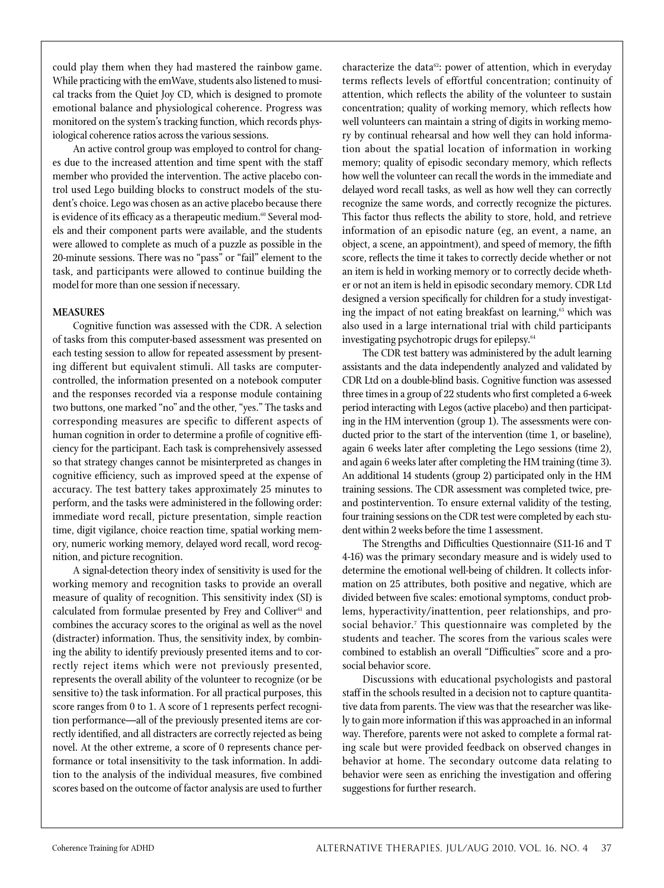could play them when they had mastered the rainbow game. While practicing with the emWave, students also listened to musical tracks from the Quiet Joy CD, which is designed to promote emotional balance and physiological coherence. Progress was monitored on the system's tracking function, which records physiological coherence ratios across the various sessions.

An active control group was employed to control for changes due to the increased attention and time spent with the staff member who provided the intervention. The active placebo control used Lego building blocks to construct models of the student's choice. Lego was chosen as an active placebo because there is evidence of its efficacy as a therapeutic medium.[60] Several models and their component parts were available, and the students were allowed to complete as much of a puzzle as possible in the 20-minute sessions. There was no "pass" or "fail" element to the task, and participants were allowed to continue building the model for more than one session if necessary.

## MEASURES

Cognitive function was assessed with the CDR. A selection of tasks from this computer-based assessment was presented on each testing session to allow for repeated assessment by presenting different but equivalent stimuli. All tasks are computer-controlled, the information presented on a notebook computer and the responses recorded via a response module containing two buttons, one marked "no" and the other, "yes." The tasks and corresponding measures are specific to different aspects of human cognition in order to determine a profile of cognitive efficiency for the participant. Each task is comprehensively assessed so that strategy changes cannot be misinterpreted as changes in cognitive efficiency, such as improved speed at the expense of accuracy. The test battery takes approximately 25 minutes to perform, and the tasks were administered in the following order: immediate word recall, picture presentation, simple reaction time, digit vigilance, choice reaction time, spatial working memory, numeric working memory, delayed word recall, word recognition, and picture recognition.

A signal-detection theory index of sensitivity is used for the working memory and recognition tasks to provide an overall measure of quality of recognition. This sensitivity index (SI) is calculated from formulae presented by Frey and Colliver[61] and combines the accuracy scores to the original as well as the novel (distracter) information. Thus, the sensitivity index, by combining the ability to identify previously presented items and to correctly reject items which were not previously presented, represents the overall ability of the volunteer to recognize (or be sensitive to) the task information. For all practical purposes, this score ranges from 0 to 1. A score of 1 represents perfect recognition performance—all of the previously presented items are correctly identified, and all distracters are correctly rejected as being novel. At the other extreme, a score of 0 represents chance performance or total insensitivity to the task information. In addition to the analysis of the individual measures, five combined scores based on the outcome of factor analysis are used to further characterize the data[62]: power of attention, which in everyday terms reflects levels of effortful concentration; continuity of attention, which reflects the ability of the volunteer to sustain concentration; quality of working memory, which reflects how well volunteers can maintain a string of digits in working memory by continual rehearsal and how well they can hold information about the spatial location of information in working memory; quality of episodic secondary memory, which reflects how well the volunteer can recall the words in the immediate and delayed word recall tasks, as well as how well they can correctly recognize the same words, and correctly recognize the pictures. This factor thus reflects the ability to store, hold, and retrieve information of an episodic nature (eg, an event, a name, an object, a scene, an appointment), and speed of memory, the fifth score, reflects the time it takes to correctly decide whether or not an item is held in working memory or to correctly decide whether or not an item is held in episodic secondary memory. CDR Ltd designed a version specifically for children for a study investigating the impact of not eating breakfast on learning,[63] which was also used in a large international trial with child participants investigating psychotropic drugs for epilepsy.[64]

The CDR test battery was administered by the adult learning assistants and the data independently analyzed and validated by CDR Ltd on a double-blind basis. Cognitive function was assessed three times in a group of 22 students who first completed a 6-week period interacting with Legos (active placebo) and then participating in the HM intervention (group 1). The assessments were conducted prior to the start of the intervention (time 1, or baseline), again 6 weeks later after completing the Lego sessions (time 2), and again 6 weeks later after completing the HM training (time 3). An additional 14 students (group 2) participated only in the HM training sessions. The CDR assessment was completed twice, pre- and postintervention. To ensure external validity of the testing, four training sessions on the CDR test were completed by each student within 2 weeks before the time 1 assessment.

The Strengths and Difficulties Questionnaire (S11-16 and T 4-16) was the primary secondary measure and is widely used to determine the emotional well-being of children. It collects information on 25 attributes, both positive and negative, which are divided between five scales: emotional symptoms, conduct problems, hyperactivity/inattention, peer relationships, and prosocial behavior.[7] This questionnaire was completed by the students and teacher. The scores from the various scales were combined to establish an overall "Difficulties" score and a prosocial behavior score.

Discussions with educational psychologists and pastoral staff in the schools resulted in a decision not to capture quantitative data from parents. The view was that the researcher was likely to gain more information if this was approached in an informal way. Therefore, parents were not asked to complete a formal rating scale but were provided feedback on observed changes in behavior at home. The secondary outcome data relating to behavior were seen as enriching the investigation and offering suggestions for further research.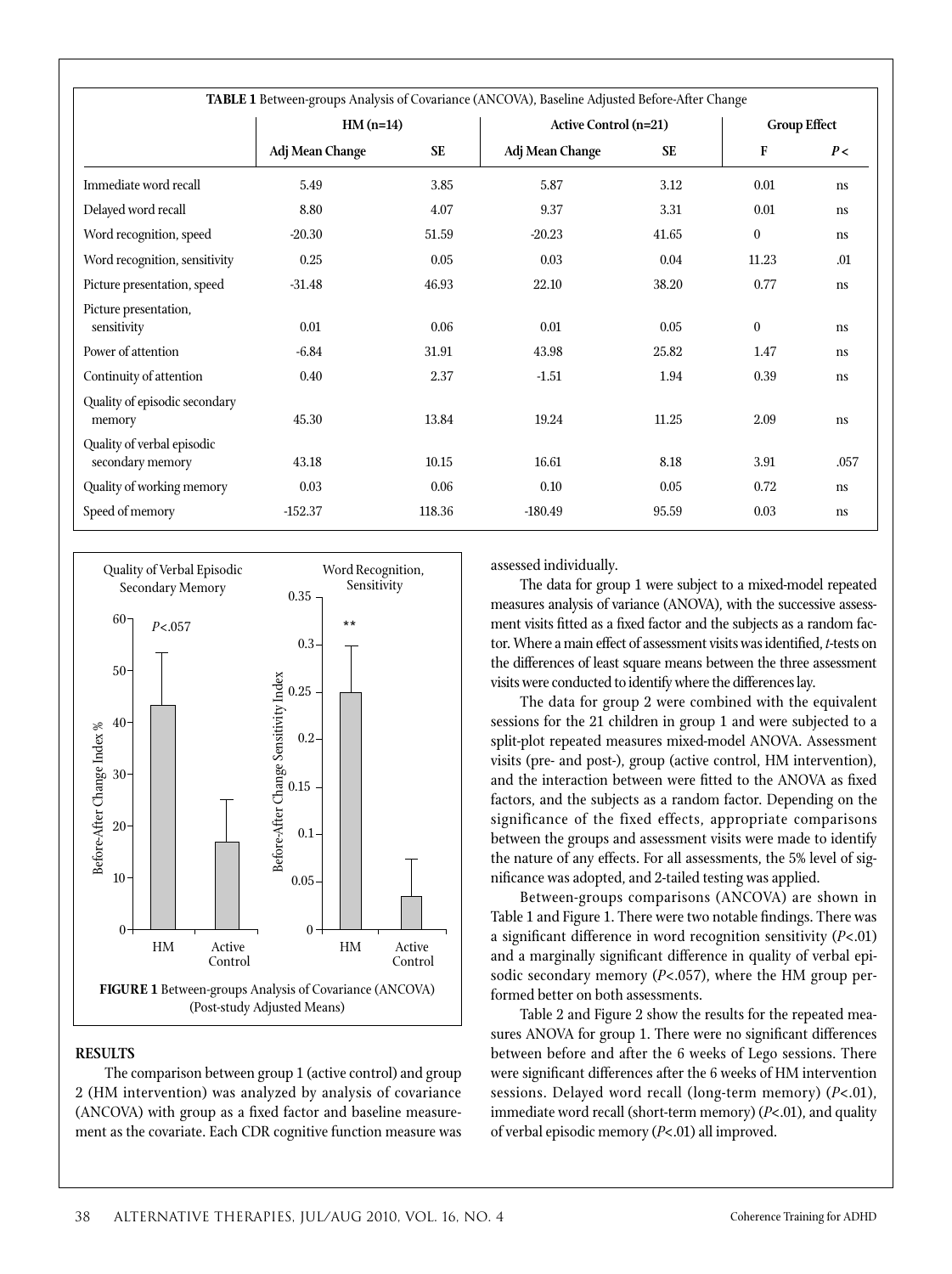**TABLE 1** Between-groups Analysis of Covariance (ANCOVA), Baseline Adjusted Before-After Change

| | HM (n=14) | | Active Control (n=21) | | Group Effect | |
|---|---|---|---|---|---|---|
| | Adj Mean Change | SE | Adj Mean Change | SE | F | *P* < |
| Immediate word recall | 5.49 | 3.85 | 5.87 | 3.12 | 0.01 | ns |
| Delayed word recall | 8.80 | 4.07 | 9.37 | 3.31 | 0.01 | ns |
| Word recognition, speed | -20.30 | 51.59 | -20.23 | 41.65 | 0 | ns |
| Word recognition, sensitivity | 0.25 | 0.05 | 0.03 | 0.04 | 11.23 | .01 |
| Picture presentation, speed | -31.48 | 46.93 | 22.10 | 38.20 | 0.77 | ns |
| Picture presentation, sensitivity | 0.01 | 0.06 | 0.01 | 0.05 | 0 | ns |
| Power of attention | -6.84 | 31.91 | 43.98 | 25.82 | 1.47 | ns |
| Continuity of attention | 0.40 | 2.37 | -1.51 | 1.94 | 0.39 | ns |
| Quality of episodic secondary memory | 45.30 | 13.84 | 19.24 | 11.25 | 2.09 | ns |
| Quality of verbal episodic secondary memory | 43.18 | 10.15 | 16.61 | 8.18 | 3.91 | .057 |
| Quality of working memory | 0.03 | 0.06 | 0.10 | 0.05 | 0.72 | ns |
| Speed of memory | -152.37 | 118.36 | -180.49 | 95.59 | 0.03 | ns |

**FIGURE 1** Between-groups Analysis of Covariance (ANCOVA) (Post-study Adjusted Means)

## RESULTS

The comparison between group 1 (active control) and group 2 (HM intervention) was analyzed by analysis of covariance (ANCOVA) with group as a fixed factor and baseline measurement as the covariate. Each CDR cognitive function measure was assessed individually.

The data for group 1 were subject to a mixed-model repeated measures analysis of variance (ANOVA), with the successive assessment visits fitted as a fixed factor and the subjects as a random factor. Where a main effect of assessment visits was identified, *t*-tests on the differences of least square means between the three assessment visits were conducted to identify where the differences lay.

The data for group 2 were combined with the equivalent sessions for the 21 children in group 1 and were subjected to a split-plot repeated measures mixed-model ANOVA. Assessment visits (pre- and post-), group (active control, HM intervention), and the interaction between were fitted to the ANOVA as fixed factors, and the subjects as a random factor. Depending on the significance of the fixed effects, appropriate comparisons between the groups and assessment visits were made to identify the nature of any effects. For all assessments, the 5% level of significance was adopted, and 2-tailed testing was applied.

Between-groups comparisons (ANCOVA) are shown in Table 1 and Figure 1. There were two notable findings. There was a significant difference in word recognition sensitivity ($P<.01$) and a marginally significant difference in quality of verbal episodic secondary memory ($P<.057$), where the HM group performed better on both assessments.

Table 2 and Figure 2 show the results for the repeated measures ANOVA for group 1. There were no significant differences between before and after the 6 weeks of Lego sessions. There were significant differences after the 6 weeks of HM intervention sessions. Delayed word recall (long-term memory) ($P<.01$), immediate word recall (short-term memory) ($P<.01$), and quality of verbal episodic memory ($P<.01$) all improved.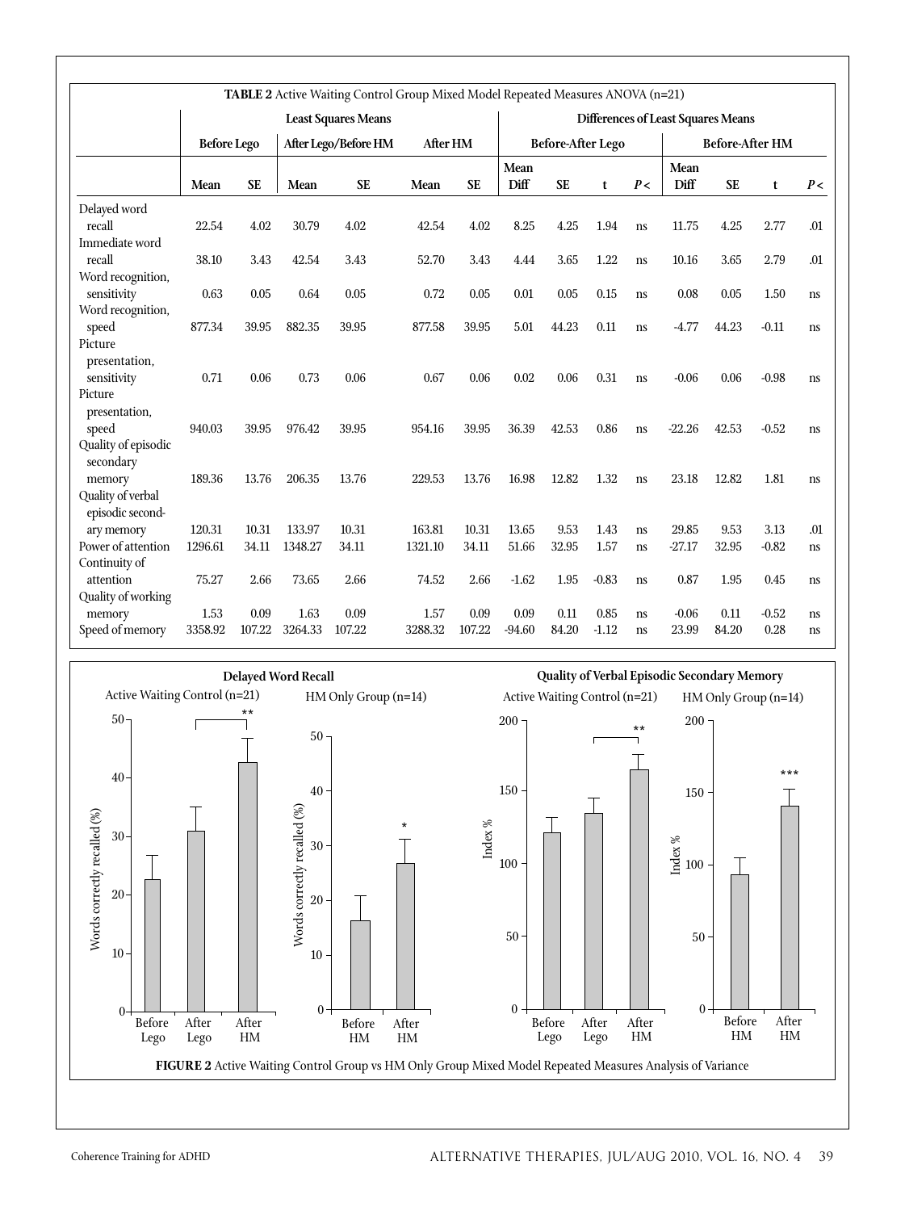**TABLE 2** Active Waiting Control Group Mixed Model Repeated Measures ANOVA (n=21)

| | Least Squares Means | | | | | | Differences of Least Squares Means | | | | | | | |
|---|---|---|---|---|---|---|---|---|---|---|---|---|---|---|
| | Before Lego | | After Lego/Before HM | | After HM | | Before-After Lego | | | | Before-After HM | | | |
| | Mean | SE | Mean | SE | Mean | SE | Mean Diff | SE | t | *P* < | Mean Diff | SE | t | *P* < |
| Delayed word recall | 22.54 | 4.02 | 30.79 | 4.02 | 42.54 | 4.02 | 8.25 | 4.25 | 1.94 | ns | 11.75 | 4.25 | 2.77 | .01 |
| Immediate word recall | 38.10 | 3.43 | 42.54 | 3.43 | 52.70 | 3.43 | 4.44 | 3.65 | 1.22 | ns | 10.16 | 3.65 | 2.79 | .01 |
| Word recognition, sensitivity | 0.63 | 0.05 | 0.64 | 0.05 | 0.72 | 0.05 | 0.01 | 0.05 | 0.15 | ns | 0.08 | 0.05 | 1.50 | ns |
| Word recognition, speed | 877.34 | 39.95 | 882.35 | 39.95 | 877.58 | 39.95 | 5.01 | 44.23 | 0.11 | ns | -4.77 | 44.23 | -0.11 | ns |
| Picture presentation, sensitivity | 0.71 | 0.06 | 0.73 | 0.06 | 0.67 | 0.06 | 0.02 | 0.06 | 0.31 | ns | -0.06 | 0.06 | -0.98 | ns |
| Picture presentation, speed | 940.03 | 39.95 | 976.42 | 39.95 | 954.16 | 39.95 | 36.39 | 42.53 | 0.86 | ns | -22.26 | 42.53 | -0.52 | ns |
| Quality of episodic secondary memory | 189.36 | 13.76 | 206.35 | 13.76 | 229.53 | 13.76 | 16.98 | 12.82 | 1.32 | ns | 23.18 | 12.82 | 1.81 | ns |
| Quality of verbal episodic secondary memory | 120.31 | 10.31 | 133.97 | 10.31 | 163.81 | 10.31 | 13.65 | 9.53 | 1.43 | ns | 29.85 | 9.53 | 3.13 | .01 |
| Power of attention | 1296.61 | 34.11 | 1348.27 | 34.11 | 1321.10 | 34.11 | 51.66 | 32.95 | 1.57 | ns | -27.17 | 32.95 | -0.82 | ns |
| Continuity of attention | 75.27 | 2.66 | 73.65 | 2.66 | 74.52 | 2.66 | -1.62 | 1.95 | -0.83 | ns | 0.87 | 1.95 | 0.45 | ns |
| Quality of working memory | 1.53 | 0.09 | 1.63 | 0.09 | 1.57 | 0.09 | 0.09 | 0.11 | 0.85 | ns | -0.06 | 0.11 | -0.52 | ns |
| Speed of memory | 3358.92 | 107.22 | 3264.33 | 107.22 | 3288.32 | 107.22 | -94.60 | 84.20 | -1.12 | ns | 23.99 | 84.20 | 0.28 | ns |

**FIGURE 2** Active Waiting Control Group vs HM Only Group Mixed Model Repeated Measures Analysis of Variance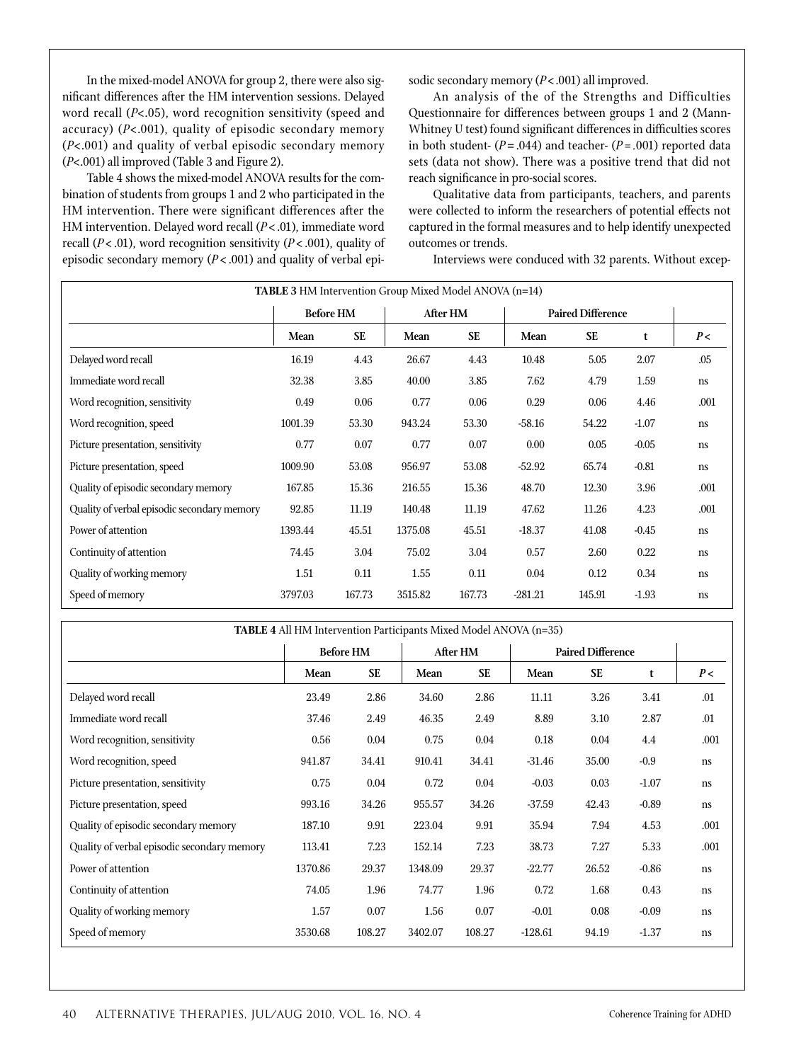In the mixed-model ANOVA for group 2, there were also significant differences after the HM intervention sessions. Delayed word recall ($P<.05$), word recognition sensitivity (speed and accuracy) ($P<.001$), quality of episodic secondary memory ($P<.001$) and quality of verbal episodic secondary memory ($P<.001$) all improved (Table 3 and Figure 2).

Table 4 shows the mixed-model ANOVA results for the combination of students from groups 1 and 2 who participated in the HM intervention. There were significant differences after the HM intervention. Delayed word recall ($P<.01$), immediate word recall ($P<.01$), word recognition sensitivity ($P<.001$), quality of episodic secondary memory ($P<.001$) and quality of verbal episodic secondary memory ($P<.001$) all improved.

An analysis of the of the Strengths and Difficulties Questionnaire for differences between groups 1 and 2 (Mann-Whitney U test) found significant differences in difficulties scores in both student- ($P=.044$) and teacher- ($P=.001$) reported data sets (data not show). There was a positive trend that did not reach significance in pro-social scores.

Qualitative data from participants, teachers, and parents were collected to inform the researchers of potential effects not captured in the formal measures and to help identify unexpected outcomes or trends.

Interviews were conduced with 32 parents. Without excep-

**TABLE 3** HM Intervention Group Mixed Model ANOVA (n=14)

| | Before HM | | After HM | | Paired Difference | | | |
|---|---|---|---|---|---|---|---|---|
| | Mean | SE | Mean | SE | Mean | SE | t | *P* < |
| Delayed word recall | 16.19 | 4.43 | 26.67 | 4.43 | 10.48 | 5.05 | 2.07 | .05 |
| Immediate word recall | 32.38 | 3.85 | 40.00 | 3.85 | 7.62 | 4.79 | 1.59 | ns |
| Word recognition, sensitivity | 0.49 | 0.06 | 0.77 | 0.06 | 0.29 | 0.06 | 4.46 | .001 |
| Word recognition, speed | 1001.39 | 53.30 | 943.24 | 53.30 | -58.16 | 54.22 | -1.07 | ns |
| Picture presentation, sensitivity | 0.77 | 0.07 | 0.77 | 0.07 | 0.00 | 0.05 | -0.05 | ns |
| Picture presentation, speed | 1009.90 | 53.08 | 956.97 | 53.08 | -52.92 | 65.74 | -0.81 | ns |
| Quality of episodic secondary memory | 167.85 | 15.36 | 216.55 | 15.36 | 48.70 | 12.30 | 3.96 | .001 |
| Quality of verbal episodic secondary memory | 92.85 | 11.19 | 140.48 | 11.19 | 47.62 | 11.26 | 4.23 | .001 |
| Power of attention | 1393.44 | 45.51 | 1375.08 | 45.51 | -18.37 | 41.08 | -0.45 | ns |
| Continuity of attention | 74.45 | 3.04 | 75.02 | 3.04 | 0.57 | 2.60 | 0.22 | ns |
| Quality of working memory | 1.51 | 0.11 | 1.55 | 0.11 | 0.04 | 0.12 | 0.34 | ns |
| Speed of memory | 3797.03 | 167.73 | 3515.82 | 167.73 | -281.21 | 145.91 | -1.93 | ns |

**TABLE 4** All HM Intervention Participants Mixed Model ANOVA (n=35)

| | Before HM | | After HM | | Paired Difference | | | |
|---|---|---|---|---|---|---|---|---|
| | Mean | SE | Mean | SE | Mean | SE | t | *P* < |
| Delayed word recall | 23.49 | 2.86 | 34.60 | 2.86 | 11.11 | 3.26 | 3.41 | .01 |
| Immediate word recall | 37.46 | 2.49 | 46.35 | 2.49 | 8.89 | 3.10 | 2.87 | .01 |
| Word recognition, sensitivity | 0.56 | 0.04 | 0.75 | 0.04 | 0.18 | 0.04 | 4.4 | .001 |
| Word recognition, speed | 941.87 | 34.41 | 910.41 | 34.41 | -31.46 | 35.00 | -0.9 | ns |
| Picture presentation, sensitivity | 0.75 | 0.04 | 0.72 | 0.04 | -0.03 | 0.03 | -1.07 | ns |
| Picture presentation, speed | 993.16 | 34.26 | 955.57 | 34.26 | -37.59 | 42.43 | -0.89 | ns |
| Quality of episodic secondary memory | 187.10 | 9.91 | 223.04 | 9.91 | 35.94 | 7.94 | 4.53 | .001 |
| Quality of verbal episodic secondary memory | 113.41 | 7.23 | 152.14 | 7.23 | 38.73 | 7.27 | 5.33 | .001 |
| Power of attention | 1370.86 | 29.37 | 1348.09 | 29.37 | -22.77 | 26.52 | -0.86 | ns |
| Continuity of attention | 74.05 | 1.96 | 74.77 | 1.96 | 0.72 | 1.68 | 0.43 | ns |
| Quality of working memory | 1.57 | 0.07 | 1.56 | 0.07 | -0.01 | 0.08 | -0.09 | ns |
| Speed of memory | 3530.68 | 108.27 | 3402.07 | 108.27 | -128.61 | 94.19 | -1.37 | ns |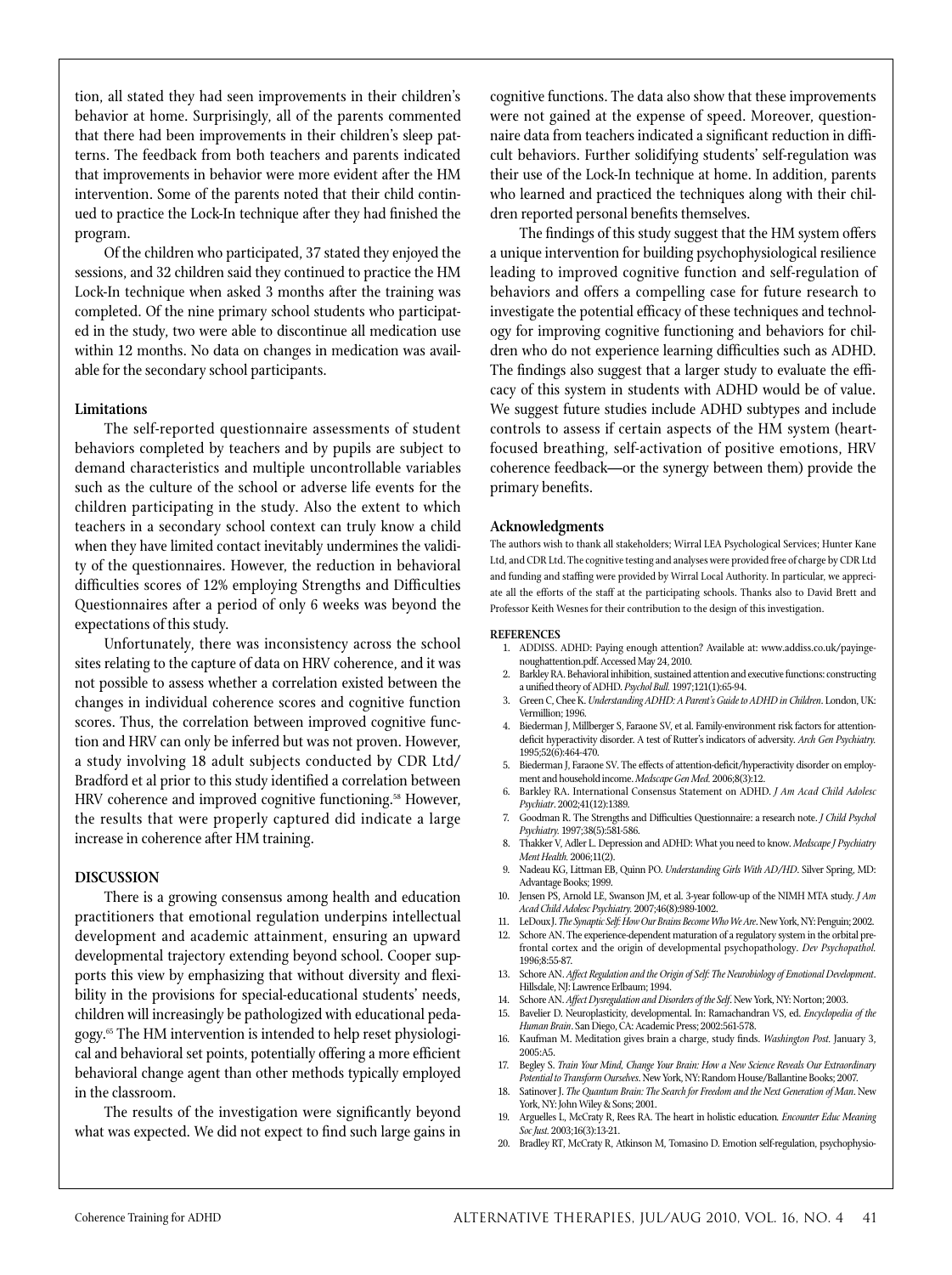tion, all stated they had seen improvements in their children's behavior at home. Surprisingly, all of the parents commented that there had been improvements in their children's sleep patterns. The feedback from both teachers and parents indicated that improvements in behavior were more evident after the HM intervention. Some of the parents noted that their child continued to practice the Lock-In technique after they had finished the program.

Of the children who participated, 37 stated they enjoyed the sessions, and 32 children said they continued to practice the HM Lock-In technique when asked 3 months after the training was completed. Of the nine primary school students who participated in the study, two were able to discontinue all medication use within 12 months. No data on changes in medication was available for the secondary school participants.

### Limitations

The self-reported questionnaire assessments of student behaviors completed by teachers and by pupils are subject to demand characteristics and multiple uncontrollable variables such as the culture of the school or adverse life events for the children participating in the study. Also the extent to which teachers in a secondary school context can truly know a child when they have limited contact inevitably undermines the validity of the questionnaires. However, the reduction in behavioral difficulties scores of 12% employing Strengths and Difficulties Questionnaires after a period of only 6 weeks was beyond the expectations of this study.

Unfortunately, there was inconsistency across the school sites relating to the capture of data on HRV coherence, and it was not possible to assess whether a correlation existed between the changes in individual coherence scores and cognitive function scores. Thus, the correlation between improved cognitive function and HRV can only be inferred but was not proven. However, a study involving 18 adult subjects conducted by CDR Ltd/Bradford et al prior to this study identified a correlation between HRV coherence and improved cognitive functioning.[58] However, the results that were properly captured did indicate a large increase in coherence after HM training.

## DISCUSSION

There is a growing consensus among health and education practitioners that emotional regulation underpins intellectual development and academic attainment, ensuring an upward developmental trajectory extending beyond school. Cooper supports this view by emphasizing that without diversity and flexibility in the provisions for special-educational students' needs, children will increasingly be pathologized with educational pedagogy.[65] The HM intervention is intended to help reset physiological and behavioral set points, potentially offering a more efficient behavioral change agent than other methods typically employed in the classroom.

The results of the investigation were significantly beyond what was expected. We did not expect to find such large gains in cognitive functions. The data also show that these improvements were not gained at the expense of speed. Moreover, questionnaire data from teachers indicated a significant reduction in difficult behaviors. Further solidifying students' self-regulation was their use of the Lock-In technique at home. In addition, parents who learned and practiced the techniques along with their children reported personal benefits themselves.

The findings of this study suggest that the HM system offers a unique intervention for building psychophysiological resilience leading to improved cognitive function and self-regulation of behaviors and offers a compelling case for future research to investigate the potential efficacy of these techniques and technology for improving cognitive functioning and behaviors for children who do not experience learning difficulties such as ADHD. The findings also suggest that a larger study to evaluate the efficacy of this system in students with ADHD would be of value. We suggest future studies include ADHD subtypes and include controls to assess if certain aspects of the HM system (heart-focused breathing, self-activation of positive emotions, HRV coherence feedback—or the synergy between them) provide the primary benefits.

### Acknowledgments

The authors wish to thank all stakeholders; Wirral LEA Psychological Services; Hunter Kane Ltd, and CDR Ltd. The cognitive testing and analyses were provided free of charge by CDR Ltd and funding and staffing were provided by Wirral Local Authority. In particular, we appreciate all the efforts of the staff at the participating schools. Thanks also to David Brett and Professor Keith Wesnes for their contribution to the design of this investigation.

## REFERENCES

1. ADDISS. ADHD: Paying enough attention? Available at: www.addiss.co.uk/payingenoughattention.pdf. Accessed May 24, 2010.
2. Barkley RA. Behavioral inhibition, sustained attention and executive functions: constructing a unified theory of ADHD. *Psychol Bull.* 1997;121(1):65-94.
3. Green C, Chee K. *Understanding ADHD: A Parent's Guide to ADHD in Children*. London, UK: Vermillion; 1996.
4. Biederman J, Millberger S, Faraone SV, et al. Family-environment risk factors for attention-deficit hyperactivity disorder. A test of Rutter's indicators of adversity. *Arch Gen Psychiatry.* 1995;52(6):464-470.
5. Biederman J, Faraone SV. The effects of attention-deficit/hyperactivity disorder on employment and household income. *Medscape Gen Med.* 2006;8(3):12.
6. Barkley RA. International Consensus Statement on ADHD. *J Am Acad Child Adolesc Psychiatr*. 2002;41(12):1389.
7. Goodman R. The Strengths and Difficulties Questionnaire: a research note. *J Child Psychol Psychiatry.* 1997;38(5):581-586.
8. Thakker V, Adler L. Depression and ADHD: What you need to know. *Medscape J Psychiatry Ment Health.* 2006;11(2).
9. Nadeau KG, Littman EB, Quinn PO. *Understanding Girls With AD/HD*. Silver Spring, MD: Advantage Books; 1999.
10. Jensen PS, Arnold LE, Swanson JM, et al. 3-year follow-up of the NIMH MTA study. *J Am Acad Child Adolesc Psychiatry.* 2007;46(8):989-1002.
11. LeDoux J. *The Synaptic Self: How Our Brains Become Who We Are*. New York, NY: Penguin; 2002.
12. Schore AN. The experience-dependent maturation of a regulatory system in the orbital prefrontal cortex and the origin of developmental psychopathology. *Dev Psychopathol.* 1996;8:55-87.
13. Schore AN. *Affect Regulation and the Origin of Self: The Neurobiology of Emotional Development*. Hillsdale, NJ: Lawrence Erlbaum; 1994.
14. Schore AN. *Affect Dysregulation and Disorders of the Self*. New York, NY: Norton; 2003.
15. Bavelier D. Neuroplasticity, developmental. In: Ramachandran VS, ed. *Encyclopedia of the Human Brain*. San Diego, CA: Academic Press; 2002:561-578.
16. Kaufman M. Meditation gives brain a charge, study finds. *Washington Post.* January 3, 2005:A5.
17. Begley S. *Train Your Mind, Change Your Brain: How a New Science Reveals Our Extraordinary Potential to Transform Ourselves*. New York, NY: Random House/Ballantine Books; 2007.
18. Satinover J. *The Quantum Brain: The Search for Freedom and the Next Generation of Man*. New York, NY: John Wiley & Sons; 2001.
19. Arguelles L, McCraty R, Rees RA. The heart in holistic education. *Encounter Educ Meaning Soc Just.* 2003;16(3):13-21.
20. Bradley RT, McCraty R, Atkinson M, Tomasino D. Emotion self-regulation, psychophysio-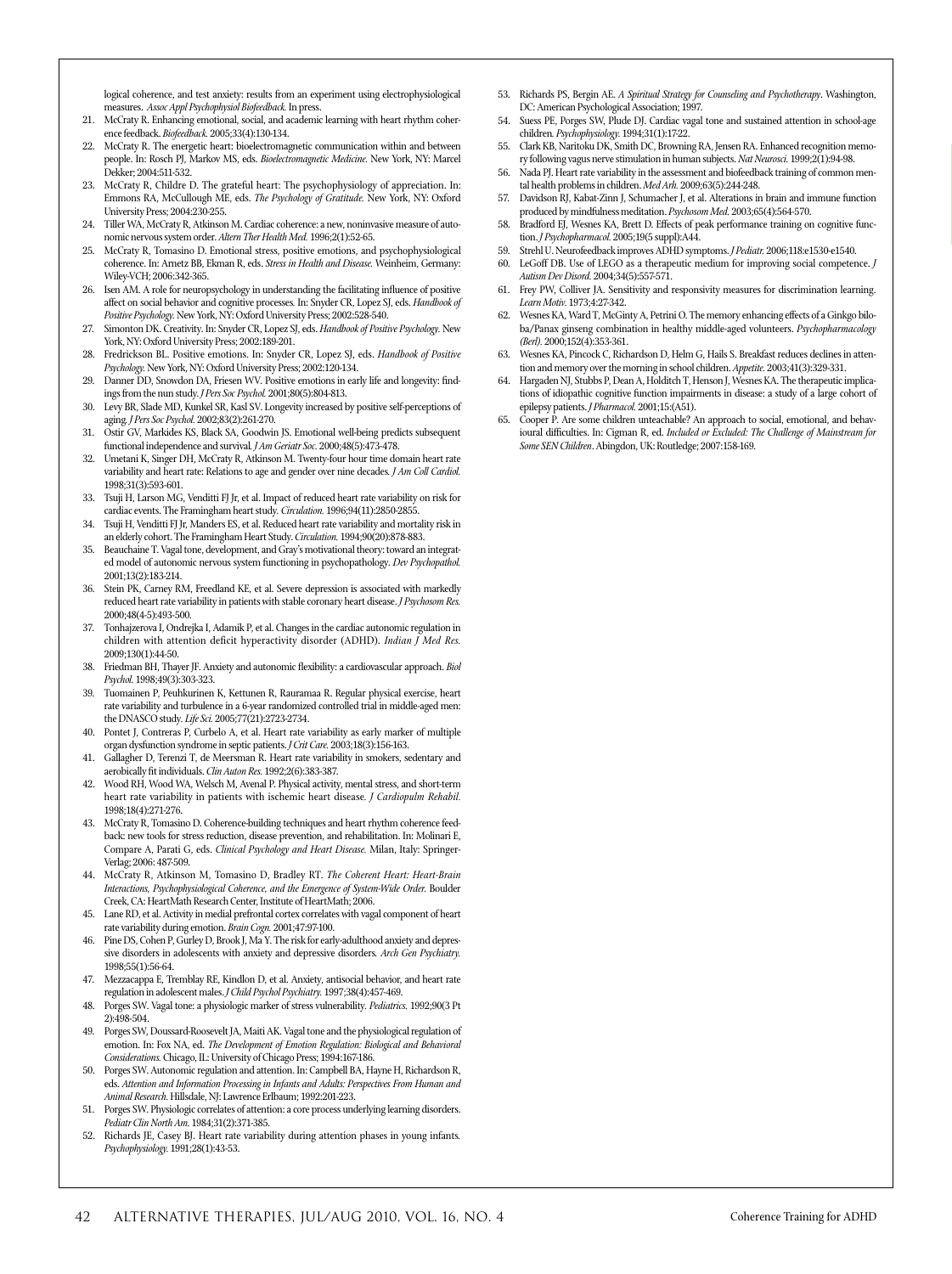logical coherence, and test anxiety: results from an experiment using electrophysiological measures. *Assoc Appl Psychophysiol Biofeedback.* In press.

21. McCraty R. Enhancing emotional, social, and academic learning with heart rhythm coherence feedback. *Biofeedback.* 2005;33(4):130-134.
22. McCraty R. The energetic heart: bioelectromagnetic communication within and between people. In: Rosch PJ, Markov MS, eds. *Bioelectromagnetic Medicine.* New York, NY: Marcel Dekker; 2004:511-532.
23. McCraty R, Childre D. The grateful heart: The psychophysiology of appreciation. In: Emmons RA, McCullough ME, eds. *The Psychology of Gratitude.* New York, NY: Oxford University Press; 2004:230-255.
24. Tiller WA, McCraty R, Atkinson M. Cardiac coherence: a new, noninvasive measure of autonomic nervous system order. *Altern Ther Health Med.* 1996;2(1):52-65.
25. McCraty R, Tomasino D. Emotional stress, positive emotions, and psychophysiological coherence. In: Arnetz BB, Ekman R, eds. *Stress in Health and Disease.* Weinheim, Germany: Wiley-VCH; 2006:342-365.
26. Isen AM. A role for neuropsychology in understanding the facilitating influence of positive affect on social behavior and cognitive processes. In: Snyder CR, Lopez SJ, eds. *Handbook of Positive Psychology.* New York, NY: Oxford University Press; 2002:528-540.
27. Simonton DK. Creativity. In: Snyder CR, Lopez SJ, eds. *Handbook of Positive Psychology.* New York, NY: Oxford University Press; 2002:189-201.
28. Fredrickson BL. Positive emotions. In: Snyder CR, Lopez SJ, eds. *Handbook of Positive Psychology.* New York, NY: Oxford University Press; 2002:120-134.
29. Danner DD, Snowdon DA, Friesen WV. Positive emotions in early life and longevity: findings from the nun study. *J Pers Soc Psychol.* 2001;80(5):804-813.
30. Levy BR, Slade MD, Kunkel SR, Kasl SV. Longevity increased by positive self-perceptions of aging. *J Pers Soc Psychol.* 2002;83(2):261-270.
31. Ostir GV, Markides KS, Black SA, Goodwin JS. Emotional well-being predicts subsequent functional independence and survival. *J Am Geriatr Soc.* 2000;48(5):473-478.
32. Umetani K, Singer DH, McCraty R, Atkinson M. Twenty-four hour time domain heart rate variability and heart rate: Relations to age and gender over nine decades. *J Am Coll Cardiol.* 1998;31(3):593-601.
33. Tsuji H, Larson MG, Venditti FJ Jr, et al. Impact of reduced heart rate variability on risk for cardiac events. The Framingham heart study. *Circulation.* 1996;94(11):2850-2855.
34. Tsuji H, Venditti FJ Jr, Manders ES, et al. Reduced heart rate variability and mortality risk in an elderly cohort. The Framingham Heart Study. *Circulation.* 1994;90(20):878-883.
35. Beauchaine T. Vagal tone, development, and Gray's motivational theory: toward an integrated model of autonomic nervous system functioning in psychopathology. *Dev Psychopathol.* 2001;13(2):183-214.
36. Stein PK, Carney RM, Freedland KE, et al. Severe depression is associated with markedly reduced heart rate variability in patients with stable coronary heart disease. *J Psychosom Res.* 2000;48(4-5):493-500.
37. Tonhajzerova I, Ondrejka I, Adamik P, et al. Changes in the cardiac autonomic regulation in children with attention deficit hyperactivity disorder (ADHD). *Indian J Med Res.* 2009;130(1):44-50.
38. Friedman BH, Thayer JF. Anxiety and autonomic flexibility: a cardiovascular approach. *Biol Psychol.* 1998;49(3):303-323.
39. Tuomainen P, Peuhkurinen K, Kettunen R, Rauramaa R. Regular physical exercise, heart rate variability and turbulence in a 6-year randomized controlled trial in middle-aged men: the DNASCO study. *Life Sci.* 2005;77(21):2723-2734.
40. Pontet J, Contreras P, Curbelo A, et al. Heart rate variability as early marker of multiple organ dysfunction syndrome in septic patients. *J Crit Care.* 2003;18(3):156-163.
41. Gallagher D, Terenzi T, de Meersman R. Heart rate variability in smokers, sedentary and aerobically fit individuals. *Clin Auton Res.* 1992;2(6):383-387.
42. Wood RH, Wood WA, Welsch M, Avenal P. Physical activity, mental stress, and short-term heart rate variability in patients with ischemic heart disease. *J Cardiopulm Rehabil.* 1998;18(4):271-276.
43. McCraty R, Tomasino D. Coherence-building techniques and heart rhythm coherence feedback: new tools for stress reduction, disease prevention, and rehabilitation. In: Molinari E, Compare A, Parati G, eds. *Clinical Psychology and Heart Disease.* Milan, Italy: Springer-Verlag; 2006: 487-509.
44. McCraty R, Atkinson M, Tomasino D, Bradley RT. *The Coherent Heart: Heart-Brain Interactions, Psychophysiological Coherence, and the Emergence of System-Wide Order.* Boulder Creek, CA: HeartMath Research Center, Institute of HeartMath; 2006.
45. Lane RD, et al. Activity in medial prefrontal cortex correlates with vagal component of heart rate variability during emotion. *Brain Cogn.* 2001;47:97-100.
46. Pine DS, Cohen P, Gurley D, Brook J, Ma Y. The risk for early-adulthood anxiety and depressive disorders in adolescents with anxiety and depressive disorders. *Arch Gen Psychiatry.* 1998;55(1):56-64.
47. Mezzacappa E, Tremblay RE, Kindlon D, et al. Anxiety, antisocial behavior, and heart rate regulation in adolescent males. *J Child Psychol Psychiatry.* 1997;38(4):457-469.
48. Porges SW. Vagal tone: a physiologic marker of stress vulnerability. *Pediatrics.* 1992;90(3 Pt 2):498-504.
49. Porges SW, Doussard-Roosevelt JA, Maiti AK. Vagal tone and the physiological regulation of emotion. In: Fox NA, ed. *The Development of Emotion Regulation: Biological and Behavioral Considerations.* Chicago, IL: University of Chicago Press; 1994:167-186.
50. Porges SW. Autonomic regulation and attention. In: Campbell BA, Hayne H, Richardson R, eds. *Attention and Information Processing in Infants and Adults: Perspectives From Human and Animal Research.* Hillsdale, NJ: Lawrence Erlbaum; 1992:201-223.
51. Porges SW. Physiologic correlates of attention: a core process underlying learning disorders. *Pediatr Clin North Am.* 1984;31(2):371-385.
52. Richards JE, Casey BJ. Heart rate variability during attention phases in young infants. *Psychophysiology.* 1991;28(1):43-53.
53. Richards PS, Bergin AE. *A Spiritual Strategy for Counseling and Psychotherapy.* Washington, DC: American Psychological Association; 1997.
54. Suess PE, Porges SW, Plude DJ. Cardiac vagal tone and sustained attention in school-age children. *Psychophysiology.* 1994;31(1):17-22.
55. Clark KB, Naritoku DK, Smith DC, Browning RA, Jensen RA. Enhanced recognition memory following vagus nerve stimulation in human subjects. *Nat Neurosci.* 1999;2(1):94-98.
56. Nada PJ. Heart rate variability in the assessment and biofeedback training of common mental health problems in children. *Med Arh.* 2009;63(5):244-248.
57. Davidson RJ, Kabat-Zinn J, Schumacher J, et al. Alterations in brain and immune function produced by mindfulness meditation. *Psychosom Med.* 2003;65(4):564-570.
58. Bradford EJ, Wesnes KA, Brett D. Effects of peak performance training on cognitive function. *J Psychopharmacol.* 2005;19(5 suppl):A44.
59. Strehl U. Neurofeedback improves ADHD symptoms. *J Pediatr.* 2006;118:e1530-e1540.
60. LeGoff DB. Use of LEGO as a therapeutic medium for improving social competence. *J Autism Dev Disord.* 2004;34(5):557-571.
61. Frey PW, Colliver JA. Sensitivity and responsivity measures for discrimination learning. *Learn Motiv.* 1973;4:27-342.
62. Wesnes KA, Ward T, McGinty A, Petrini O. The memory enhancing effects of a Ginkgo biloba/Panax ginseng combination in healthy middle-aged volunteers. *Psychopharmacology (Berl).* 2000;152(4):353-361.
63. Wesnes KA, Pincock C, Richardson D, Helm G, Hails S. Breakfast reduces declines in attention and memory over the morning in school children. *Appetite.* 2003;41(3):329-331.
64. Hargaden NJ, Stubbs P, Dean A, Holditch T, Henson J, Wesnes KA. The therapeutic implications of idiopathic cognitive function impairments in disease: a study of a large cohort of epilepsy patients. *J Pharmacol.* 2001;15:(A51).
65. Cooper P. Are some children unteachable? An approach to social, emotional, and behavioural difficulties. In: Cigman R, ed. *Included or Excluded: The Challenge of Mainstream for Some SEN Children*. Abingdon, UK: Routledge; 2007:158-169.